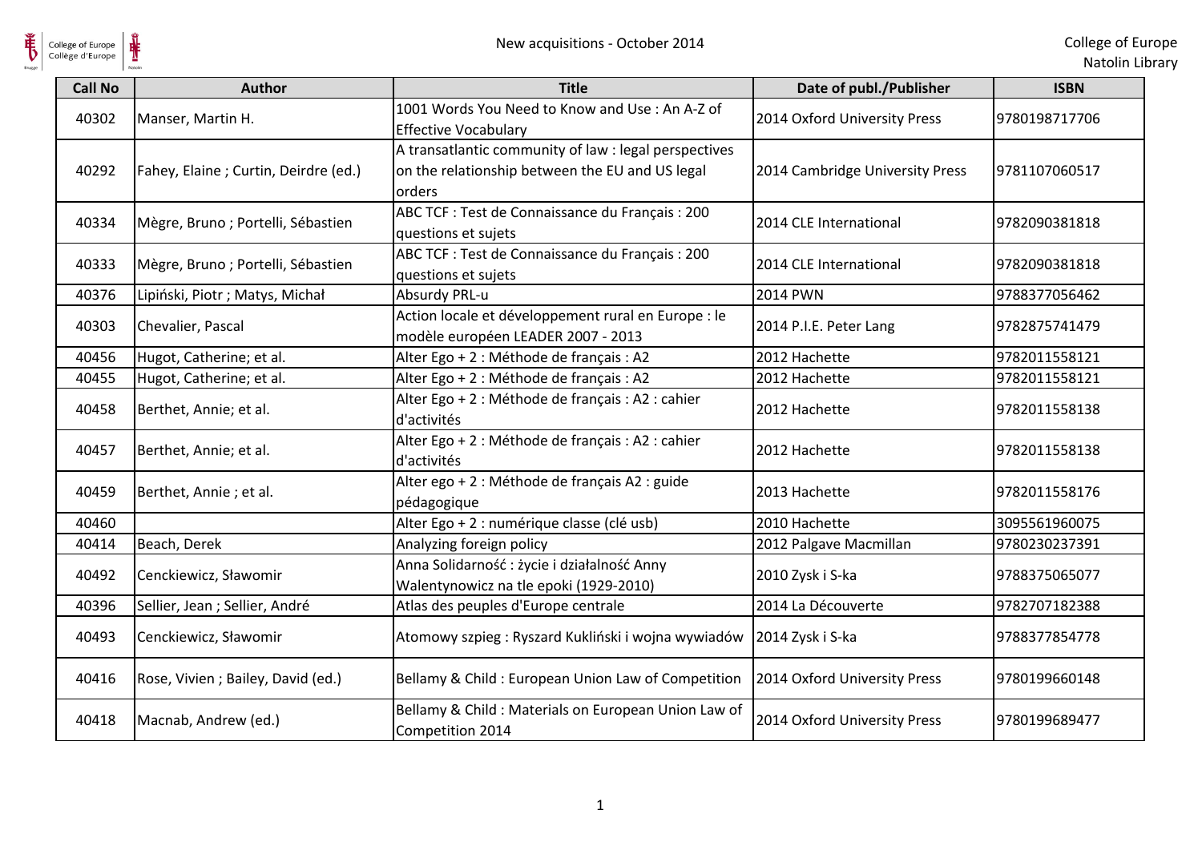# New acquisitions - October 2014

College of Europe
Natolin Library

| Call No | Author | Title | Date of publ./Publisher | ISBN |
|---|---|---|---|---|
| 40302 | Manser, Martin H. | 1001 Words You Need to Know and Use : An A-Z of Effective Vocabulary | 2014 Oxford University Press | 9780198717706 |
| 40292 | Fahey, Elaine ; Curtin, Deirdre (ed.) | A transatlantic community of law : legal perspectives on the relationship between the EU and US legal orders | 2014 Cambridge University Press | 9781107060517 |
| 40334 | Mègre, Bruno ; Portelli, Sébastien | ABC TCF : Test de Connaissance du Français : 200 questions et sujets | 2014 CLE International | 9782090381818 |
| 40333 | Mègre, Bruno ; Portelli, Sébastien | ABC TCF : Test de Connaissance du Français : 200 questions et sujets | 2014 CLE International | 9782090381818 |
| 40376 | Lipiński, Piotr ; Matys, Michał | Absurdy PRL-u | 2014 PWN | 9788377056462 |
| 40303 | Chevalier, Pascal | Action locale et développement rural en Europe : le modèle européen LEADER 2007 - 2013 | 2014 P.I.E. Peter Lang | 9782875741479 |
| 40456 | Hugot, Catherine; et al. | Alter Ego + 2 : Méthode de français : A2 | 2012 Hachette | 9782011558121 |
| 40455 | Hugot, Catherine; et al. | Alter Ego + 2 : Méthode de français : A2 | 2012 Hachette | 9782011558121 |
| 40458 | Berthet, Annie; et al. | Alter Ego + 2 : Méthode de français : A2 : cahier d'activités | 2012 Hachette | 9782011558138 |
| 40457 | Berthet, Annie; et al. | Alter Ego + 2 : Méthode de français : A2 : cahier d'activités | 2012 Hachette | 9782011558138 |
| 40459 | Berthet, Annie ; et al. | Alter ego + 2 : Méthode de français A2 : guide pédagogique | 2013 Hachette | 9782011558176 |
| 40460 | | Alter Ego + 2 : numérique classe (clé usb) | 2010 Hachette | 3095561960075 |
| 40414 | Beach, Derek | Analyzing foreign policy | 2012 Palgave Macmillan | 9780230237391 |
| 40492 | Cenckiewicz, Sławomir | Anna Solidarność : życie i działalność Anny Walentynowicz na tle epoki (1929-2010) | 2010 Zysk i S-ka | 9788375065077 |
| 40396 | Sellier, Jean ; Sellier, André | Atlas des peuples d'Europe centrale | 2014 La Découverte | 9782707182388 |
| 40493 | Cenckiewicz, Sławomir | Atomowy szpieg : Ryszard Kukliński i wojna wywiadów | 2014 Zysk i S-ka | 9788377854778 |
| 40416 | Rose, Vivien ; Bailey, David (ed.) | Bellamy & Child : European Union Law of Competition | 2014 Oxford University Press | 9780199660148 |
| 40418 | Macnab, Andrew (ed.) | Bellamy & Child : Materials on European Union Law of Competition 2014 | 2014 Oxford University Press | 9780199689477 |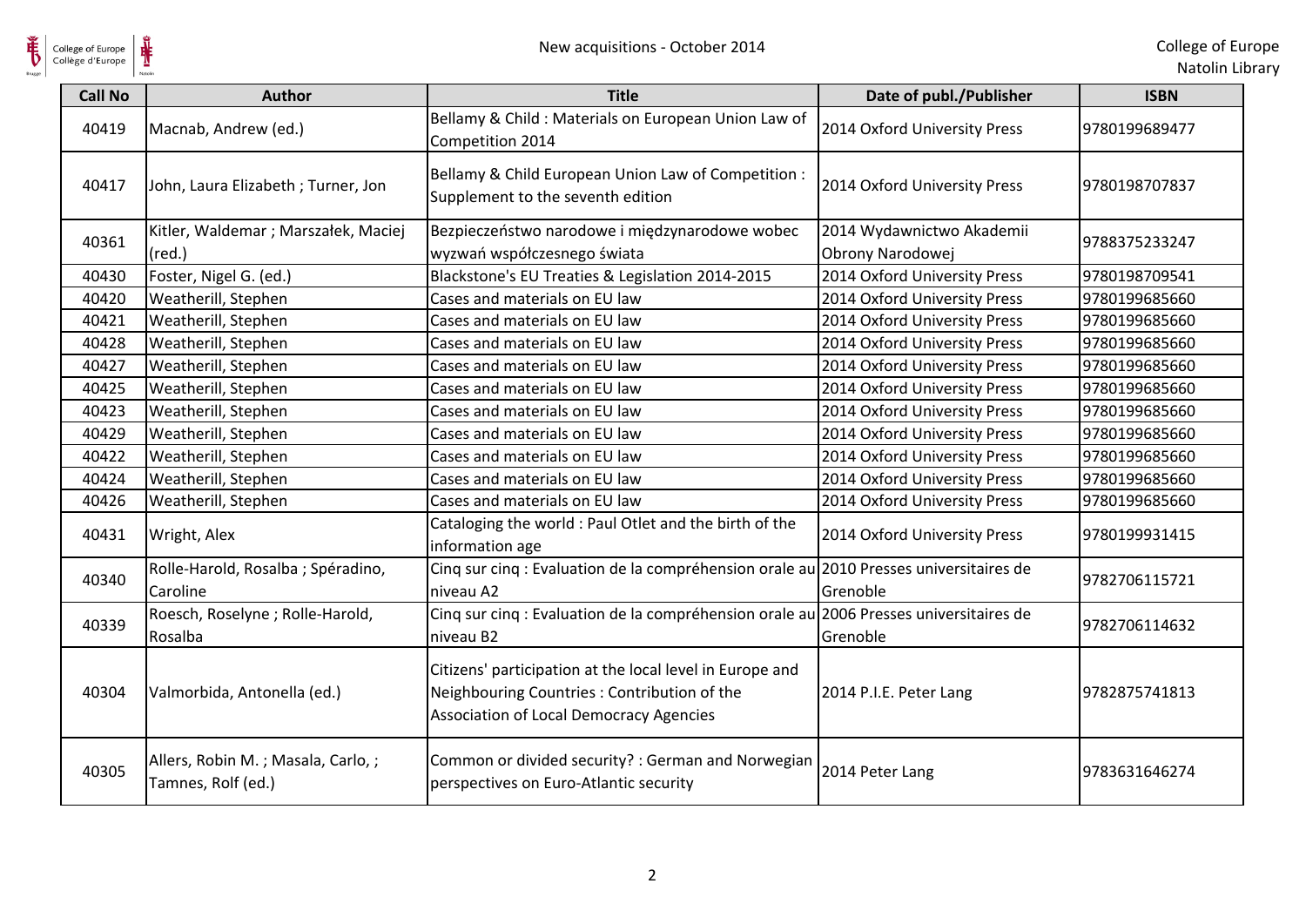| Call No | Author | Title | Date of publ./Publisher | ISBN |
|---|---|---|---|---|
| 40419 | Macnab, Andrew (ed.) | Bellamy & Child : Materials on European Union Law of Competition 2014 | 2014 Oxford University Press | 9780199689477 |
| 40417 | John, Laura Elizabeth ; Turner, Jon | Bellamy & Child European Union Law of Competition : Supplement to the seventh edition | 2014 Oxford University Press | 9780198707837 |
| 40361 | Kitler, Waldemar ; Marszałek, Maciej (red.) | Bezpieczeństwo narodowe i międzynarodowe wobec wyzwań współczesnego świata | 2014 Wydawnictwo Akademii Obrony Narodowej | 9788375233247 |
| 40430 | Foster, Nigel G. (ed.) | Blackstone's EU Treaties & Legislation 2014-2015 | 2014 Oxford University Press | 9780198709541 |
| 40420 | Weatherill, Stephen | Cases and materials on EU law | 2014 Oxford University Press | 9780199685660 |
| 40421 | Weatherill, Stephen | Cases and materials on EU law | 2014 Oxford University Press | 9780199685660 |
| 40428 | Weatherill, Stephen | Cases and materials on EU law | 2014 Oxford University Press | 9780199685660 |
| 40427 | Weatherill, Stephen | Cases and materials on EU law | 2014 Oxford University Press | 9780199685660 |
| 40425 | Weatherill, Stephen | Cases and materials on EU law | 2014 Oxford University Press | 9780199685660 |
| 40423 | Weatherill, Stephen | Cases and materials on EU law | 2014 Oxford University Press | 9780199685660 |
| 40429 | Weatherill, Stephen | Cases and materials on EU law | 2014 Oxford University Press | 9780199685660 |
| 40422 | Weatherill, Stephen | Cases and materials on EU law | 2014 Oxford University Press | 9780199685660 |
| 40424 | Weatherill, Stephen | Cases and materials on EU law | 2014 Oxford University Press | 9780199685660 |
| 40426 | Weatherill, Stephen | Cases and materials on EU law | 2014 Oxford University Press | 9780199685660 |
| 40431 | Wright, Alex | Cataloging the world : Paul Otlet and the birth of the information age | 2014 Oxford University Press | 9780199931415 |
| 40340 | Rolle-Harold, Rosalba ; Spéradino, Caroline | Cinq sur cinq : Evaluation de la compréhension orale au niveau A2 | 2010 Presses universitaires de Grenoble | 9782706115721 |
| 40339 | Roesch, Roselyne ; Rolle-Harold, Rosalba | Cinq sur cinq : Evaluation de la compréhension orale au niveau B2 | 2006 Presses universitaires de Grenoble | 9782706114632 |
| 40304 | Valmorbida, Antonella (ed.) | Citizens' participation at the local level in Europe and Neighbouring Countries : Contribution of the Association of Local Democracy Agencies | 2014 P.I.E. Peter Lang | 9782875741813 |
| 40305 | Allers, Robin M. ; Masala, Carlo, ; Tamnes, Rolf (ed.) | Common or divided security? : German and Norwegian perspectives on Euro-Atlantic security | 2014 Peter Lang | 9783631646274 |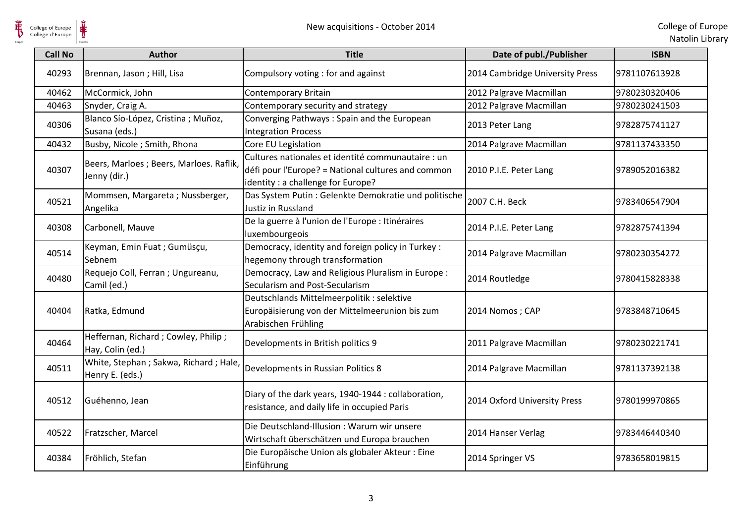| Call No | Author | Title | Date of publ./Publisher | ISBN |
| --- | --- | --- | --- | --- |
| 40293 | Brennan, Jason ; Hill, Lisa | Compulsory voting : for and against | 2014 Cambridge University Press | 9781107613928 |
| 40462 | McCormick, John | Contemporary Britain | 2012 Palgrave Macmillan | 9780230320406 |
| 40463 | Snyder, Craig A. | Contemporary security and strategy | 2012 Palgrave Macmillan | 9780230241503 |
| 40306 | Blanco Sío-López, Cristina ; Muñoz, Susana (eds.) | Converging Pathways : Spain and the European Integration Process | 2013 Peter Lang | 9782875741127 |
| 40432 | Busby, Nicole ; Smith, Rhona | Core EU Legislation | 2014 Palgrave Macmillan | 9781137433350 |
| 40307 | Beers, Marloes ; Beers, Marloes. Raflik, Jenny (dir.) | Cultures nationales et identité communautaire : un défi pour l'Europe? = National cultures and common identity : a challenge for Europe? | 2010 P.I.E. Peter Lang | 9789052016382 |
| 40521 | Mommsen, Margareta ; Nussberger, Angelika | Das System Putin : Gelenkte Demokratie und politische Justiz in Russland | 2007 C.H. Beck | 9783406547904 |
| 40308 | Carbonell, Mauve | De la guerre à l'union de l'Europe : Itinéraires luxembourgeois | 2014 P.I.E. Peter Lang | 9782875741394 |
| 40514 | Keyman, Emin Fuat ; Gumüsçu, Sebnem | Democracy, identity and foreign policy in Turkey : hegemony through transformation | 2014 Palgrave Macmillan | 9780230354272 |
| 40480 | Requejo Coll, Ferran ; Ungureanu, Camil (ed.) | Democracy, Law and Religious Pluralism in Europe : Secularism and Post-Secularism | 2014 Routledge | 9780415828338 |
| 40404 | Ratka, Edmund | Deutschlands Mittelmeerpolitik : selektive Europäisierung von der Mittelmeerunion bis zum Arabischen Frühling | 2014 Nomos ; CAP | 9783848710645 |
| 40464 | Heffernan, Richard ; Cowley, Philip ; Hay, Colin (ed.) | Developments in British politics 9 | 2011 Palgrave Macmillan | 9780230221741 |
| 40511 | White, Stephan ; Sakwa, Richard ; Hale, Henry E. (eds.) | Developments in Russian Politics 8 | 2014 Palgrave Macmillan | 9781137392138 |
| 40512 | Guéhenno, Jean | Diary of the dark years, 1940-1944 : collaboration, resistance, and daily life in occupied Paris | 2014 Oxford University Press | 9780199970865 |
| 40522 | Fratzscher, Marcel | Die Deutschland-Illusion : Warum wir unsere Wirtschaft überschätzen und Europa brauchen | 2014 Hanser Verlag | 9783446440340 |
| 40384 | Fröhlich, Stefan | Die Europäische Union als globaler Akteur : Eine Einführung | 2014 Springer VS | 9783658019815 |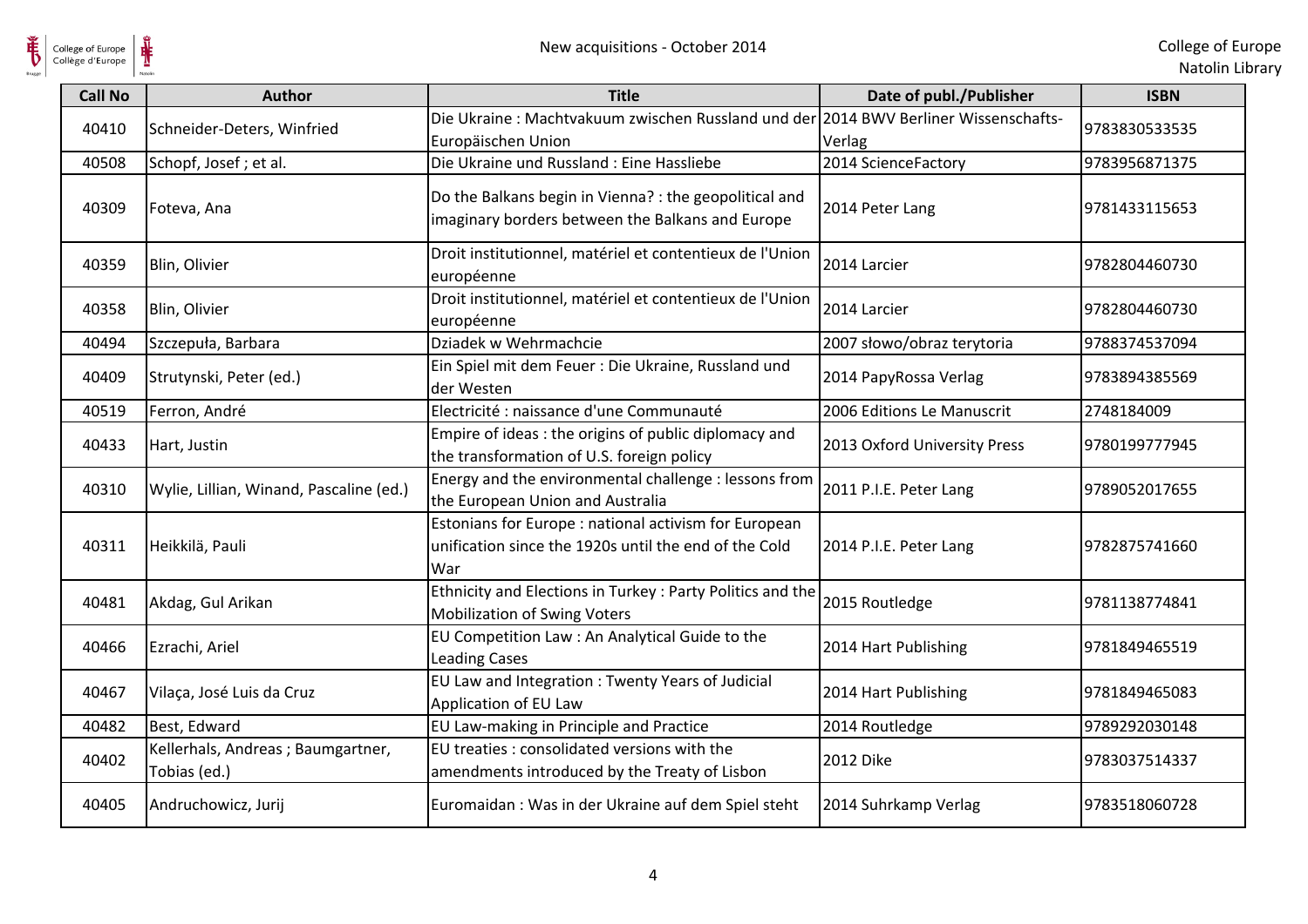| Call No | Author | Title | Date of publ./Publisher | ISBN |
|---|---|---|---|---|
| 40410 | Schneider-Deters, Winfried | Die Ukraine : Machtvakuum zwischen Russland und der Europäischen Union | 2014 BWV Berliner Wissenschafts-Verlag | 9783830533535 |
| 40508 | Schopf, Josef ; et al. | Die Ukraine und Russland : Eine Hassliebe | 2014 ScienceFactory | 9783956871375 |
| 40309 | Foteva, Ana | Do the Balkans begin in Vienna? : the geopolitical and imaginary borders between the Balkans and Europe | 2014 Peter Lang | 9781433115653 |
| 40359 | Blin, Olivier | Droit institutionnel, matériel et contentieux de l'Union européenne | 2014 Larcier | 9782804460730 |
| 40358 | Blin, Olivier | Droit institutionnel, matériel et contentieux de l'Union européenne | 2014 Larcier | 9782804460730 |
| 40494 | Szczepuła, Barbara | Dziadek w Wehrmachcie | 2007 słowo/obraz terytoria | 9788374537094 |
| 40409 | Strutynski, Peter (ed.) | Ein Spiel mit dem Feuer : Die Ukraine, Russland und der Westen | 2014 PapyRossa Verlag | 9783894385569 |
| 40519 | Ferron, André | Electricité : naissance d'une Communauté | 2006 Editions Le Manuscrit | 2748184009 |
| 40433 | Hart, Justin | Empire of ideas : the origins of public diplomacy and the transformation of U.S. foreign policy | 2013 Oxford University Press | 9780199777945 |
| 40310 | Wylie, Lillian, Winand, Pascaline (ed.) | Energy and the environmental challenge : lessons from the European Union and Australia | 2011 P.I.E. Peter Lang | 9789052017655 |
| 40311 | Heikkilä, Pauli | Estonians for Europe : national activism for European unification since the 1920s until the end of the Cold War | 2014 P.I.E. Peter Lang | 9782875741660 |
| 40481 | Akdag, Gul Arikan | Ethnicity and Elections in Turkey : Party Politics and the Mobilization of Swing Voters | 2015 Routledge | 9781138774841 |
| 40466 | Ezrachi, Ariel | EU Competition Law : An Analytical Guide to the Leading Cases | 2014 Hart Publishing | 9781849465519 |
| 40467 | Vilaça, José Luis da Cruz | EU Law and Integration : Twenty Years of Judicial Application of EU Law | 2014 Hart Publishing | 9781849465083 |
| 40482 | Best, Edward | EU Law-making in Principle and Practice | 2014 Routledge | 9789292030148 |
| 40402 | Kellerhals, Andreas ; Baumgartner, Tobias (ed.) | EU treaties : consolidated versions with the amendments introduced by the Treaty of Lisbon | 2012 Dike | 9783037514337 |
| 40405 | Andruchowicz, Jurij | Euromaidan : Was in der Ukraine auf dem Spiel steht | 2014 Suhrkamp Verlag | 9783518060728 |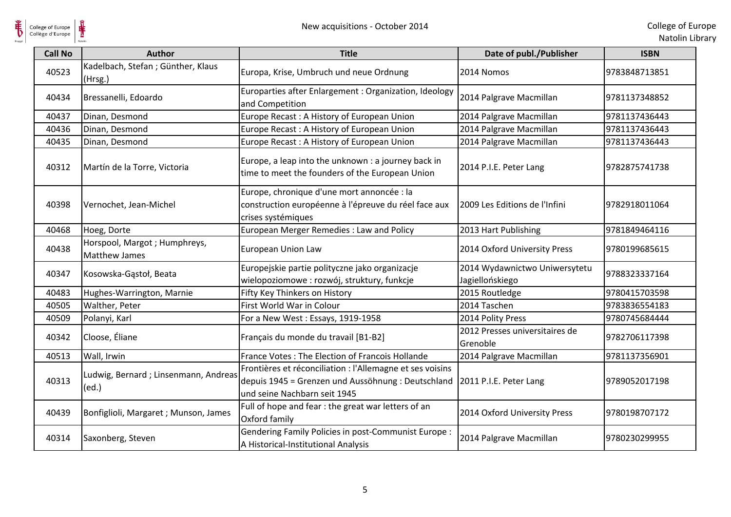| Call No | Author | Title | Date of publ./Publisher | ISBN |
| --- | --- | --- | --- | --- |
| 40523 | Kadelbach, Stefan ; Günther, Klaus (Hrsg.) | Europa, Krise, Umbruch und neue Ordnung | 2014 Nomos | 9783848713851 |
| 40434 | Bressanelli, Edoardo | Europarties after Enlargement : Organization, Ideology and Competition | 2014 Palgrave Macmillan | 9781137348852 |
| 40437 | Dinan, Desmond | Europe Recast : A History of European Union | 2014 Palgrave Macmillan | 9781137436443 |
| 40436 | Dinan, Desmond | Europe Recast : A History of European Union | 2014 Palgrave Macmillan | 9781137436443 |
| 40435 | Dinan, Desmond | Europe Recast : A History of European Union | 2014 Palgrave Macmillan | 9781137436443 |
| 40312 | Martín de la Torre, Victoria | Europe, a leap into the unknown : a journey back in time to meet the founders of the European Union | 2014 P.I.E. Peter Lang | 9782875741738 |
| 40398 | Vernochet, Jean-Michel | Europe, chronique d'une mort annoncée : la construction européenne à l'épreuve du réel face aux crises systémiques | 2009 Les Editions de l'Infini | 9782918011064 |
| 40468 | Hoeg, Dorte | European Merger Remedies : Law and Policy | 2013 Hart Publishing | 9781849464116 |
| 40438 | Horspool, Margot ; Humphreys, Matthew James | European Union Law | 2014 Oxford University Press | 9780199685615 |
| 40347 | Kosowska-Gąstoł, Beata | Europejskie partie polityczne jako organizacje wielopoziomowe : rozwój, struktury, funkcje | 2014 Wydawnictwo Uniwersytetu Jagiellońskiego | 9788323337164 |
| 40483 | Hughes-Warrington, Marnie | Fifty Key Thinkers on History | 2015 Routledge | 9780415703598 |
| 40505 | Walther, Peter | First World War in Colour | 2014 Taschen | 9783836554183 |
| 40509 | Polanyi, Karl | For a New West : Essays, 1919-1958 | 2014 Polity Press | 9780745684444 |
| 40342 | Cloose, Éliane | Français du monde du travail [B1-B2] | 2012 Presses universitaires de Grenoble | 9782706117398 |
| 40513 | Wall, Irwin | France Votes : The Election of Francois Hollande | 2014 Palgrave Macmillan | 9781137356901 |
| 40313 | Ludwig, Bernard ; Linsenmann, Andreas (ed.) | Frontières et réconciliation : l'Allemagne et ses voisins depuis 1945 = Grenzen und Aussöhnung : Deutschland und seine Nachbarn seit 1945 | 2011 P.I.E. Peter Lang | 9789052017198 |
| 40439 | Bonfiglioli, Margaret ; Munson, James | Full of hope and fear : the great war letters of an Oxford family | 2014 Oxford University Press | 9780198707172 |
| 40314 | Saxonberg, Steven | Gendering Family Policies in post-Communist Europe : A Historical-Institutional Analysis | 2014 Palgrave Macmillan | 9780230299955 |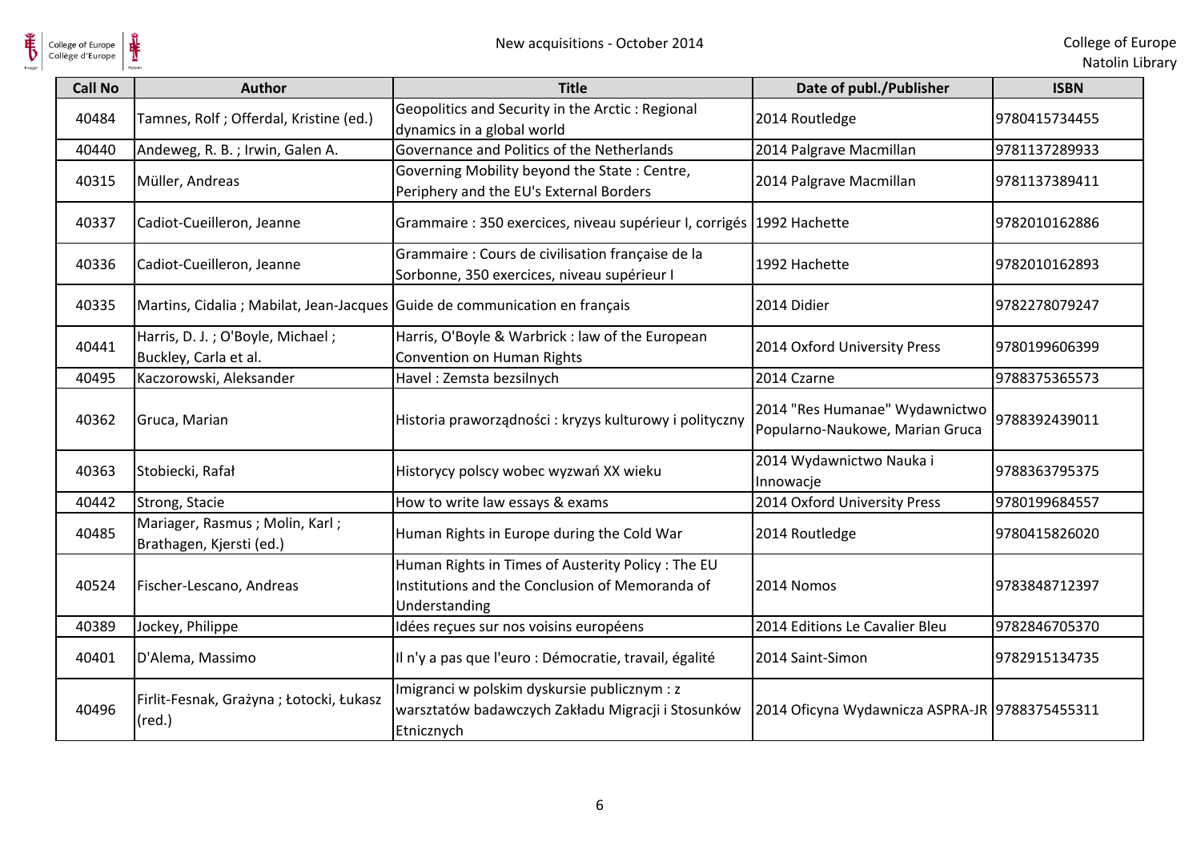| Call No | Author | Title | Date of publ./Publisher | ISBN |
|---|---|---|---|---|
| 40484 | Tamnes, Rolf ; Offerdal, Kristine (ed.) | Geopolitics and Security in the Arctic : Regional dynamics in a global world | 2014 Routledge | 9780415734455 |
| 40440 | Andeweg, R. B. ; Irwin, Galen A. | Governance and Politics of the Netherlands | 2014 Palgrave Macmillan | 9781137289933 |
| 40315 | Müller, Andreas | Governing Mobility beyond the State : Centre, Periphery and the EU's External Borders | 2014 Palgrave Macmillan | 9781137389411 |
| 40337 | Cadiot-Cueilleron, Jeanne | Grammaire : 350 exercices, niveau supérieur I, corrigés | 1992 Hachette | 9782010162886 |
| 40336 | Cadiot-Cueilleron, Jeanne | Grammaire : Cours de civilisation française de la Sorbonne, 350 exercices, niveau supérieur I | 1992 Hachette | 9782010162893 |
| 40335 | Martins, Cidalia ; Mabilat, Jean-Jacques | Guide de communication en français | 2014 Didier | 9782278079247 |
| 40441 | Harris, D. J. ; O'Boyle, Michael ; Buckley, Carla et al. | Harris, O'Boyle & Warbrick : law of the European Convention on Human Rights | 2014 Oxford University Press | 9780199606399 |
| 40495 | Kaczorowski, Aleksander | Havel : Zemsta bezsilnych | 2014 Czarne | 9788375365573 |
| 40362 | Gruca, Marian | Historia praworządności : kryzys kulturowy i polityczny | 2014 "Res Humanae" Wydawnictwo Popularno-Naukowe, Marian Gruca | 9788392439011 |
| 40363 | Stobiecki, Rafał | Historycy polscy wobec wyzwań XX wieku | 2014 Wydawnictwo Nauka i Innowacje | 9788363795375 |
| 40442 | Strong, Stacie | How to write law essays & exams | 2014 Oxford University Press | 9780199684557 |
| 40485 | Mariager, Rasmus ; Molin, Karl ; Brathagen, Kjersti (ed.) | Human Rights in Europe during the Cold War | 2014 Routledge | 9780415826020 |
| 40524 | Fischer-Lescano, Andreas | Human Rights in Times of Austerity Policy : The EU Institutions and the Conclusion of Memoranda of Understanding | 2014 Nomos | 9783848712397 |
| 40389 | Jockey, Philippe | Idées reçues sur nos voisins européens | 2014 Editions Le Cavalier Bleu | 9782846705370 |
| 40401 | D'Alema, Massimo | Il n'y a pas que l'euro : Démocratie, travail, égalité | 2014 Saint-Simon | 9782915134735 |
| 40496 | Firlit-Fesnak, Grażyna ; Łotocki, Łukasz (red.) | Imigranci w polskim dyskursie publicznym : z warsztatów badawczych Zakładu Migracji i Stosunków Etnicznych | 2014 Oficyna Wydawnicza ASPRA-JR | 9788375455311 |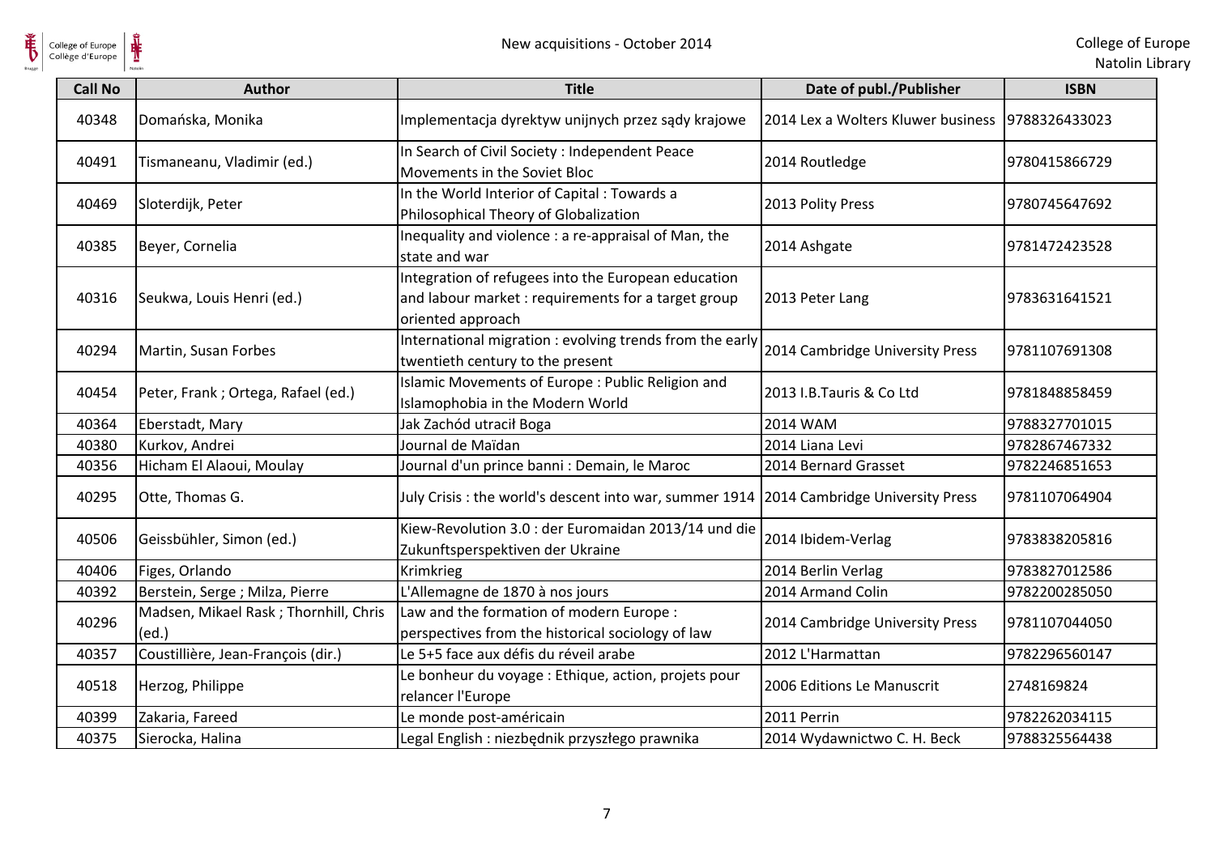| Call No | Author | Title | Date of publ./Publisher | ISBN |
| --- | --- | --- | --- | --- |
| 40348 | Domańska, Monika | Implementacja dyrektyw unijnych przez sądy krajowe | 2014 Lex a Wolters Kluwer business | 9788326433023 |
| 40491 | Tismaneanu, Vladimir (ed.) | In Search of Civil Society : Independent Peace Movements in the Soviet Bloc | 2014 Routledge | 9780415866729 |
| 40469 | Sloterdijk, Peter | In the World Interior of Capital : Towards a Philosophical Theory of Globalization | 2013 Polity Press | 9780745647692 |
| 40385 | Beyer, Cornelia | Inequality and violence : a re-appraisal of Man, the state and war | 2014 Ashgate | 9781472423528 |
| 40316 | Seukwa, Louis Henri (ed.) | Integration of refugees into the European education and labour market : requirements for a target group oriented approach | 2013 Peter Lang | 9783631641521 |
| 40294 | Martin, Susan Forbes | International migration : evolving trends from the early twentieth century to the present | 2014 Cambridge University Press | 9781107691308 |
| 40454 | Peter, Frank ; Ortega, Rafael (ed.) | Islamic Movements of Europe : Public Religion and Islamophobia in the Modern World | 2013 I.B.Tauris & Co Ltd | 9781848858459 |
| 40364 | Eberstadt, Mary | Jak Zachód utracił Boga | 2014 WAM | 9788327701015 |
| 40380 | Kurkov, Andrei | Journal de Maïdan | 2014 Liana Levi | 9782867467332 |
| 40356 | Hicham El Alaoui, Moulay | Journal d'un prince banni : Demain, le Maroc | 2014 Bernard Grasset | 9782246851653 |
| 40295 | Otte, Thomas G. | July Crisis : the world's descent into war, summer 1914 | 2014 Cambridge University Press | 9781107064904 |
| 40506 | Geissbühler, Simon (ed.) | Kiew-Revolution 3.0 : der Euromaidan 2013/14 und die Zukunftsperspektiven der Ukraine | 2014 Ibidem-Verlag | 9783838205816 |
| 40406 | Figes, Orlando | Krimkrieg | 2014 Berlin Verlag | 9783827012586 |
| 40392 | Berstein, Serge ; Milza, Pierre | L'Allemagne de 1870 à nos jours | 2014 Armand Colin | 9782200285050 |
| 40296 | Madsen, Mikael Rask ; Thornhill, Chris (ed.) | Law and the formation of modern Europe : perspectives from the historical sociology of law | 2014 Cambridge University Press | 9781107044050 |
| 40357 | Coustillière, Jean-François (dir.) | Le 5+5 face aux défis du réveil arabe | 2012 L'Harmattan | 9782296560147 |
| 40518 | Herzog, Philippe | Le bonheur du voyage : Ethique, action, projets pour relancer l'Europe | 2006 Editions Le Manuscrit | 2748169824 |
| 40399 | Zakaria, Fareed | Le monde post-américain | 2011 Perrin | 9782262034115 |
| 40375 | Sierocka, Halina | Legal English : niezbędnik przyszłego prawnika | 2014 Wydawnictwo C. H. Beck | 9788325564438 |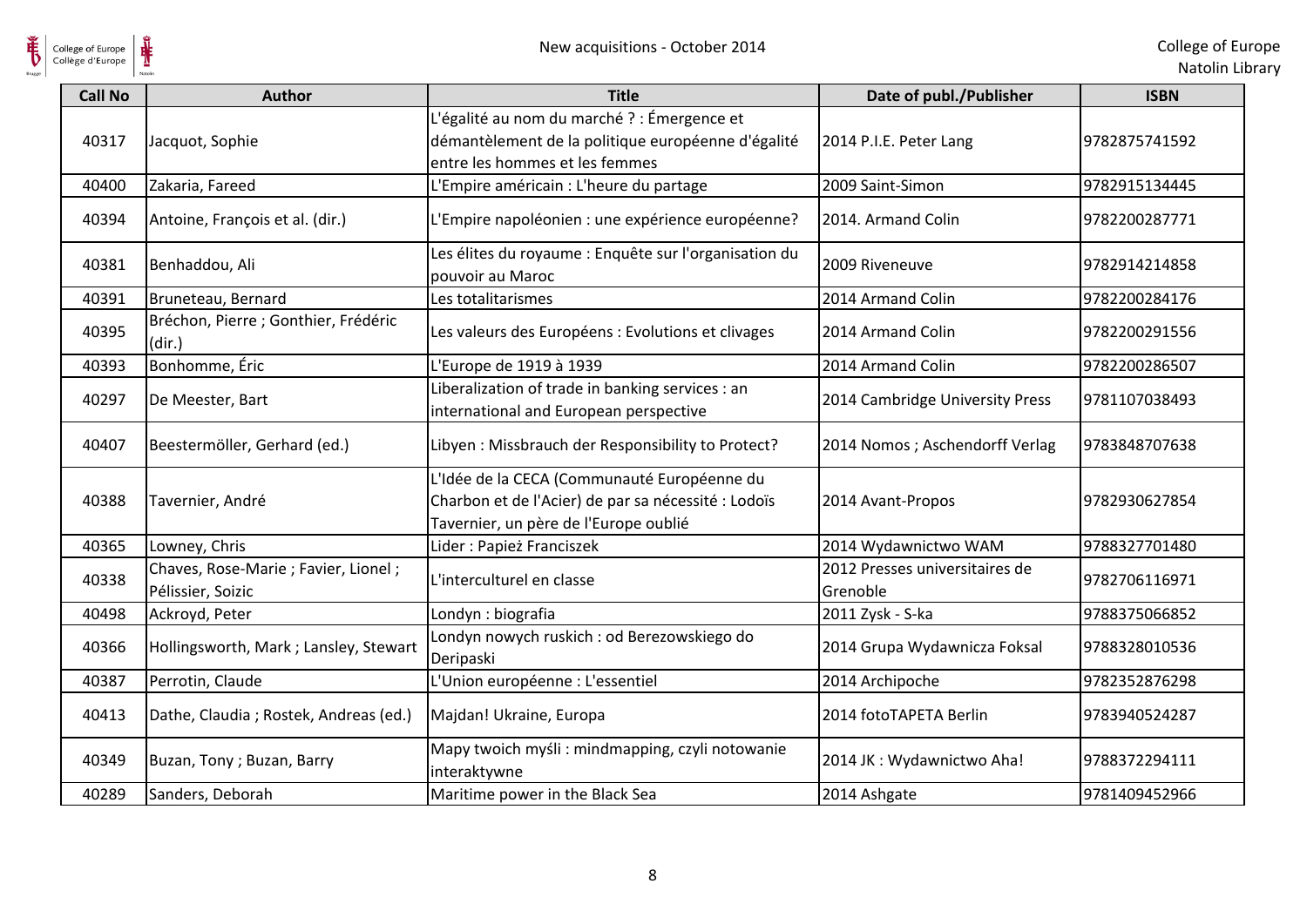| Call No | Author | Title | Date of publ./Publisher | ISBN |
| --- | --- | --- | --- | --- |
| 40317 | Jacquot, Sophie | L'égalité au nom du marché ? : Émergence et démantèlement de la politique européenne d'égalité entre les hommes et les femmes | 2014 P.I.E. Peter Lang | 9782875741592 |
| 40400 | Zakaria, Fareed | L'Empire américain : L'heure du partage | 2009 Saint-Simon | 9782915134445 |
| 40394 | Antoine, François et al. (dir.) | L'Empire napoléonien : une expérience européenne? | 2014. Armand Colin | 9782200287771 |
| 40381 | Benhaddou, Ali | Les élites du royaume : Enquête sur l'organisation du pouvoir au Maroc | 2009 Riveneuve | 9782914214858 |
| 40391 | Bruneteau, Bernard | Les totalitarismes | 2014 Armand Colin | 9782200284176 |
| 40395 | Bréchon, Pierre ; Gonthier, Frédéric (dir.) | Les valeurs des Européens : Evolutions et clivages | 2014 Armand Colin | 9782200291556 |
| 40393 | Bonhomme, Éric | L'Europe de 1919 à 1939 | 2014 Armand Colin | 9782200286507 |
| 40297 | De Meester, Bart | Liberalization of trade in banking services : an international and European perspective | 2014 Cambridge University Press | 9781107038493 |
| 40407 | Beestermöller, Gerhard (ed.) | Libyen : Missbrauch der Responsibility to Protect? | 2014 Nomos ; Aschendorff Verlag | 9783848707638 |
| 40388 | Tavernier, André | L'Idée de la CECA (Communauté Européenne du Charbon et de l'Acier) de par sa nécessité : Lodoïs Tavernier, un père de l'Europe oublié | 2014 Avant-Propos | 9782930627854 |
| 40365 | Lowney, Chris | Lider : Papież Franciszek | 2014 Wydawnictwo WAM | 9788327701480 |
| 40338 | Chaves, Rose-Marie ; Favier, Lionel ; Pélissier, Soizic | L'interculturel en classe | 2012 Presses universitaires de Grenoble | 9782706116971 |
| 40498 | Ackroyd, Peter | Londyn : biografia | 2011 Zysk - S-ka | 9788375066852 |
| 40366 | Hollingsworth, Mark ; Lansley, Stewart | Londyn nowych ruskich : od Berezowskiego do Deripaski | 2014 Grupa Wydawnicza Foksal | 9788328010536 |
| 40387 | Perrotin, Claude | L'Union européenne : L'essentiel | 2014 Archipoche | 9782352876298 |
| 40413 | Dathe, Claudia ; Rostek, Andreas (ed.) | Majdan! Ukraine, Europa | 2014 fotoTAPETA Berlin | 9783940524287 |
| 40349 | Buzan, Tony ; Buzan, Barry | Mapy twoich myśli : mindmapping, czyli notowanie interaktywne | 2014 JK : Wydawnictwo Aha! | 9788372294111 |
| 40289 | Sanders, Deborah | Maritime power in the Black Sea | 2014 Ashgate | 9781409452966 |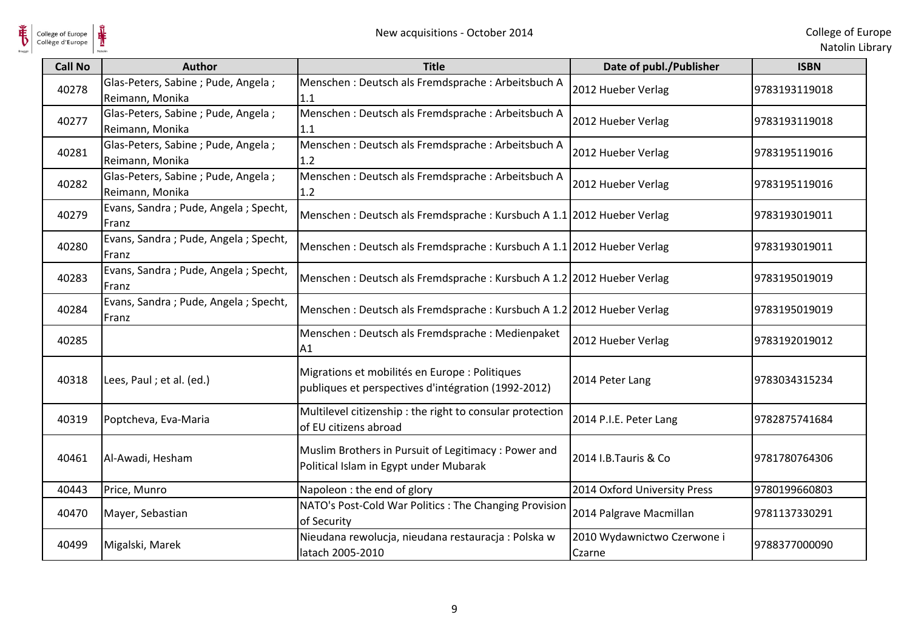| Call No | Author | Title | Date of publ./Publisher | ISBN |
| --- | --- | --- | --- | --- |
| 40278 | Glas-Peters, Sabine ; Pude, Angela ; Reimann, Monika | Menschen : Deutsch als Fremdsprache : Arbeitsbuch A 1.1 | 2012 Hueber Verlag | 9783193119018 |
| 40277 | Glas-Peters, Sabine ; Pude, Angela ; Reimann, Monika | Menschen : Deutsch als Fremdsprache : Arbeitsbuch A 1.1 | 2012 Hueber Verlag | 9783193119018 |
| 40281 | Glas-Peters, Sabine ; Pude, Angela ; Reimann, Monika | Menschen : Deutsch als Fremdsprache : Arbeitsbuch A 1.2 | 2012 Hueber Verlag | 9783195119016 |
| 40282 | Glas-Peters, Sabine ; Pude, Angela ; Reimann, Monika | Menschen : Deutsch als Fremdsprache : Arbeitsbuch A 1.2 | 2012 Hueber Verlag | 9783195119016 |
| 40279 | Evans, Sandra ; Pude, Angela ; Specht, Franz | Menschen : Deutsch als Fremdsprache : Kursbuch A 1.1 | 2012 Hueber Verlag | 9783193019011 |
| 40280 | Evans, Sandra ; Pude, Angela ; Specht, Franz | Menschen : Deutsch als Fremdsprache : Kursbuch A 1.1 | 2012 Hueber Verlag | 9783193019011 |
| 40283 | Evans, Sandra ; Pude, Angela ; Specht, Franz | Menschen : Deutsch als Fremdsprache : Kursbuch A 1.2 | 2012 Hueber Verlag | 9783195019019 |
| 40284 | Evans, Sandra ; Pude, Angela ; Specht, Franz | Menschen : Deutsch als Fremdsprache : Kursbuch A 1.2 | 2012 Hueber Verlag | 9783195019019 |
| 40285 | | Menschen : Deutsch als Fremdsprache : Medienpaket A1 | 2012 Hueber Verlag | 9783192019012 |
| 40318 | Lees, Paul ; et al. (ed.) | Migrations et mobilités en Europe : Politiques publiques et perspectives d'intégration (1992-2012) | 2014 Peter Lang | 9783034315234 |
| 40319 | Poptcheva, Eva-Maria | Multilevel citizenship : the right to consular protection of EU citizens abroad | 2014 P.I.E. Peter Lang | 9782875741684 |
| 40461 | Al-Awadi, Hesham | Muslim Brothers in Pursuit of Legitimacy : Power and Political Islam in Egypt under Mubarak | 2014 I.B.Tauris & Co | 9781780764306 |
| 40443 | Price, Munro | Napoleon : the end of glory | 2014 Oxford University Press | 9780199660803 |
| 40470 | Mayer, Sebastian | NATO's Post-Cold War Politics : The Changing Provision of Security | 2014 Palgrave Macmillan | 9781137330291 |
| 40499 | Migalski, Marek | Nieudana rewolucja, nieudana restauracja : Polska w latach 2005-2010 | 2010 Wydawnictwo Czerwone i Czarne | 9788377000090 |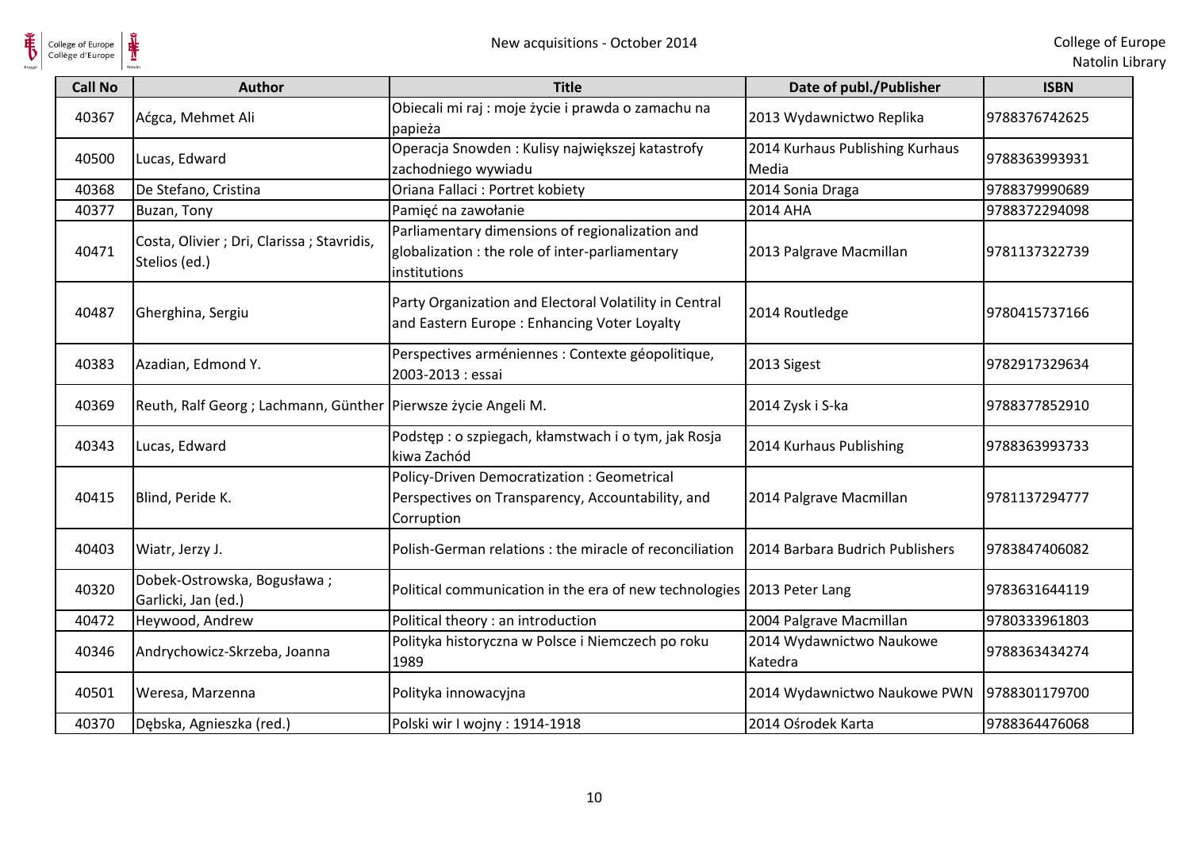| Call No | Author | Title | Date of publ./Publisher | ISBN |
|---|---|---|---|---|
| 40367 | Aćgca, Mehmet Ali | Obiecali mi raj : moje życie i prawda o zamachu na papieża | 2013 Wydawnictwo Replika | 9788376742625 |
| 40500 | Lucas, Edward | Operacja Snowden : Kulisy największej katastrofy zachodniego wywiadu | 2014 Kurhaus Publishing Kurhaus Media | 9788363993931 |
| 40368 | De Stefano, Cristina | Oriana Fallaci : Portret kobiety | 2014 Sonia Draga | 9788379990689 |
| 40377 | Buzan, Tony | Pamięć na zawołanie | 2014 AHA | 9788372294098 |
| 40471 | Costa, Olivier ; Dri, Clarissa ; Stavridis, Stelios (ed.) | Parliamentary dimensions of regionalization and globalization : the role of inter-parliamentary institutions | 2013 Palgrave Macmillan | 9781137322739 |
| 40487 | Gherghina, Sergiu | Party Organization and Electoral Volatility in Central and Eastern Europe : Enhancing Voter Loyalty | 2014 Routledge | 9780415737166 |
| 40383 | Azadian, Edmond Y. | Perspectives arméniennes : Contexte géopolitique, 2003-2013 : essai | 2013 Sigest | 9782917329634 |
| 40369 | Reuth, Ralf Georg ; Lachmann, Günther | Pierwsze życie Angeli M. | 2014 Zysk i S-ka | 9788377852910 |
| 40343 | Lucas, Edward | Podstęp : o szpiegach, kłamstwach i o tym, jak Rosja kiwa Zachód | 2014 Kurhaus Publishing | 9788363993733 |
| 40415 | Blind, Peride K. | Policy-Driven Democratization : Geometrical Perspectives on Transparency, Accountability, and Corruption | 2014 Palgrave Macmillan | 9781137294777 |
| 40403 | Wiatr, Jerzy J. | Polish-German relations : the miracle of reconciliation | 2014 Barbara Budrich Publishers | 9783847406082 |
| 40320 | Dobek-Ostrowska, Bogusława ; Garlicki, Jan (ed.) | Political communication in the era of new technologies | 2013 Peter Lang | 9783631644119 |
| 40472 | Heywood, Andrew | Political theory : an introduction | 2004 Palgrave Macmillan | 9780333961803 |
| 40346 | Andrychowicz-Skrzeba, Joanna | Polityka historyczna w Polsce i Niemczech po roku 1989 | 2014 Wydawnictwo Naukowe Katedra | 9788363434274 |
| 40501 | Weresa, Marzenna | Polityka innowacyjna | 2014 Wydawnictwo Naukowe PWN | 9788301179700 |
| 40370 | Dębska, Agnieszka (red.) | Polski wir I wojny : 1914-1918 | 2014 Ośrodek Karta | 9788364476068 |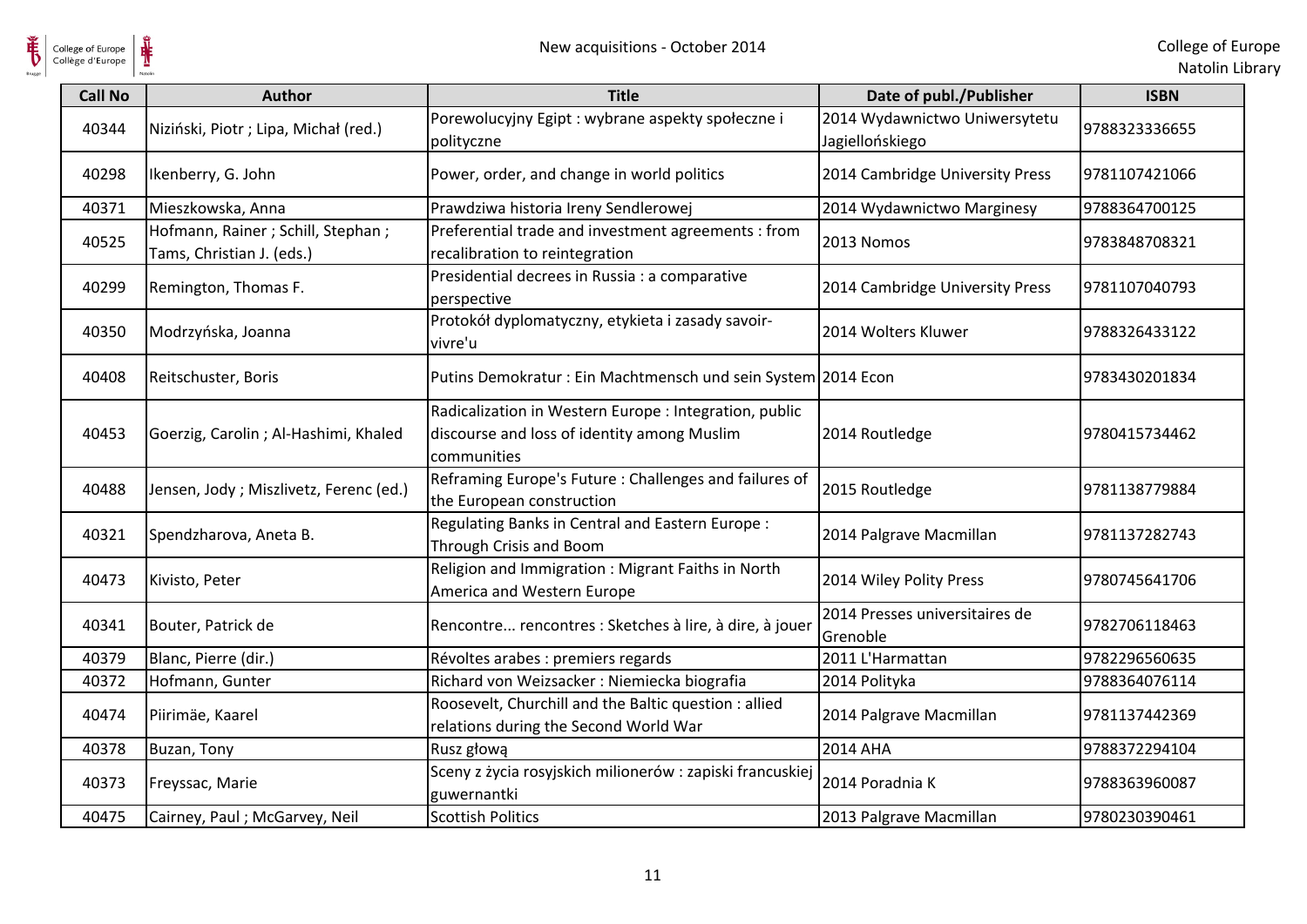| Call No | Author | Title | Date of publ./Publisher | ISBN |
|---|---|---|---|---|
| 40344 | Niziński, Piotr ; Lipa, Michał (red.) | Porewolucyjny Egipt : wybrane aspekty społeczne i polityczne | 2014 Wydawnictwo Uniwersytetu Jagiellońskiego | 9788323336655 |
| 40298 | Ikenberry, G. John | Power, order, and change in world politics | 2014 Cambridge University Press | 9781107421066 |
| 40371 | Mieszkowska, Anna | Prawdziwa historia Ireny Sendlerowej | 2014 Wydawnictwo Marginesy | 9788364700125 |
| 40525 | Hofmann, Rainer ; Schill, Stephan ; Tams, Christian J. (eds.) | Preferential trade and investment agreements : from recalibration to reintegration | 2013 Nomos | 9783848708321 |
| 40299 | Remington, Thomas F. | Presidential decrees in Russia : a comparative perspective | 2014 Cambridge University Press | 9781107040793 |
| 40350 | Modrzyńska, Joanna | Protokół dyplomatyczny, etykieta i zasady savoir-vivre'u | 2014 Wolters Kluwer | 9788326433122 |
| 40408 | Reitschuster, Boris | Putins Demokratur : Ein Machtmensch und sein System | 2014 Econ | 9783430201834 |
| 40453 | Goerzig, Carolin ; Al-Hashimi, Khaled | Radicalization in Western Europe : Integration, public discourse and loss of identity among Muslim communities | 2014 Routledge | 9780415734462 |
| 40488 | Jensen, Jody ; Miszlivetz, Ferenc (ed.) | Reframing Europe's Future : Challenges and failures of the European construction | 2015 Routledge | 9781138779884 |
| 40321 | Spendzharova, Aneta B. | Regulating Banks in Central and Eastern Europe : Through Crisis and Boom | 2014 Palgrave Macmillan | 9781137282743 |
| 40473 | Kivisto, Peter | Religion and Immigration : Migrant Faiths in North America and Western Europe | 2014 Wiley Polity Press | 9780745641706 |
| 40341 | Bouter, Patrick de | Rencontre... rencontres : Sketches à lire, à dire, à jouer | 2014 Presses universitaires de Grenoble | 9782706118463 |
| 40379 | Blanc, Pierre (dir.) | Révoltes arabes : premiers regards | 2011 L'Harmattan | 9782296560635 |
| 40372 | Hofmann, Gunter | Richard von Weizsacker : Niemiecka biografia | 2014 Polityka | 9788364076114 |
| 40474 | Piirimäe, Kaarel | Roosevelt, Churchill and the Baltic question : allied relations during the Second World War | 2014 Palgrave Macmillan | 9781137442369 |
| 40378 | Buzan, Tony | Rusz głową | 2014 AHA | 9788372294104 |
| 40373 | Freyssac, Marie | Sceny z życia rosyjskich milionerów : zapiski francuskiej guwernantki | 2014 Poradnia K | 9788363960087 |
| 40475 | Cairney, Paul ; McGarvey, Neil | Scottish Politics | 2013 Palgrave Macmillan | 9780230390461 |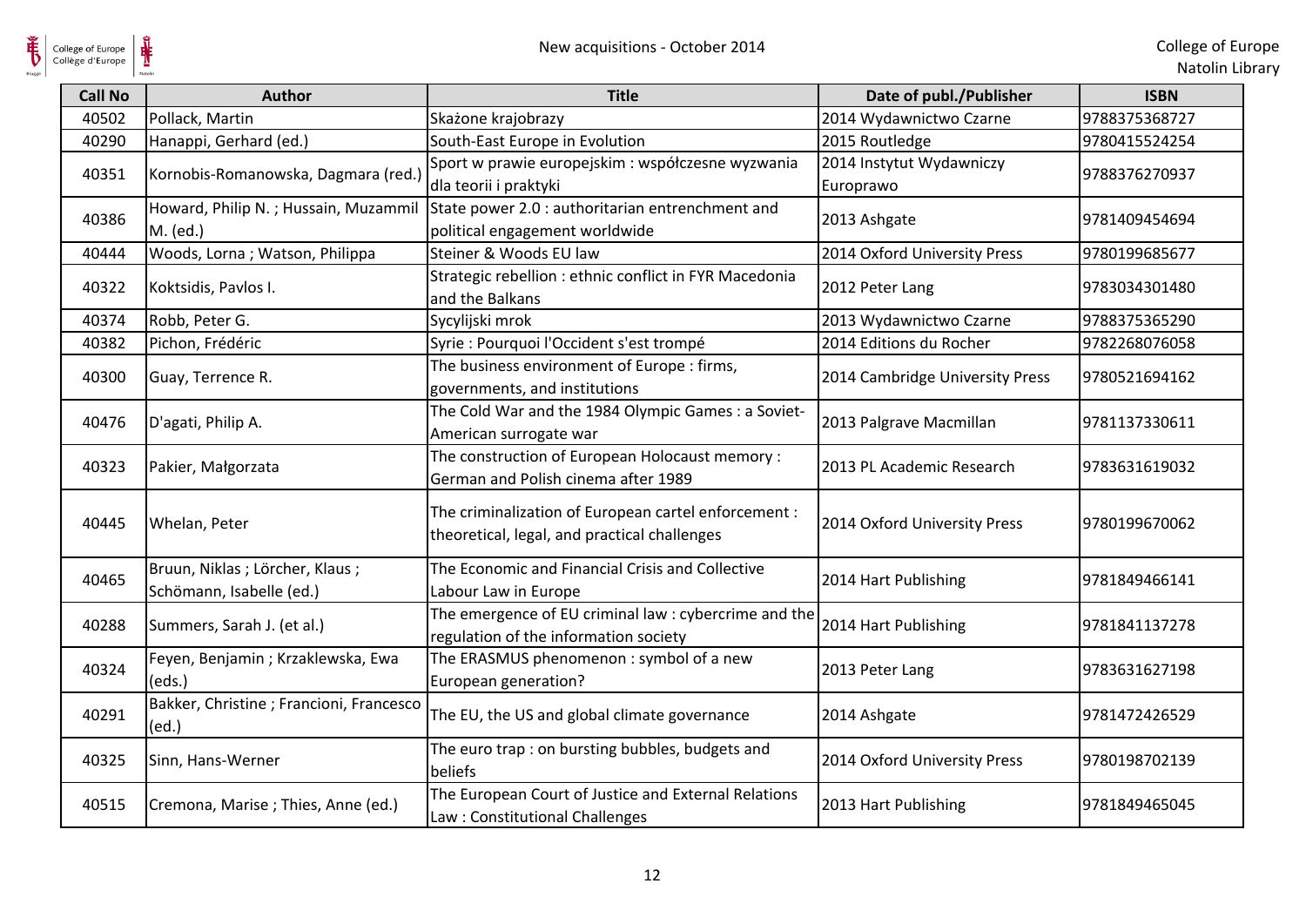| Call No | Author | Title | Date of publ./Publisher | ISBN |
|---|---|---|---|---|
| 40502 | Pollack, Martin | Skażone krajobrazy | 2014 Wydawnictwo Czarne | 9788375368727 |
| 40290 | Hanappi, Gerhard (ed.) | South-East Europe in Evolution | 2015 Routledge | 9780415524254 |
| 40351 | Kornobis-Romanowska, Dagmara (red.) | Sport w prawie europejskim : współczesne wyzwania dla teorii i praktyki | 2014 Instytut Wydawniczy Europrawo | 9788376270937 |
| 40386 | Howard, Philip N. ; Hussain, Muzammil M. (ed.) | State power 2.0 : authoritarian entrenchment and political engagement worldwide | 2013 Ashgate | 9781409454694 |
| 40444 | Woods, Lorna ; Watson, Philippa | Steiner & Woods EU law | 2014 Oxford University Press | 9780199685677 |
| 40322 | Koktsidis, Pavlos I. | Strategic rebellion : ethnic conflict in FYR Macedonia and the Balkans | 2012 Peter Lang | 9783034301480 |
| 40374 | Robb, Peter G. | Sycylijski mrok | 2013 Wydawnictwo Czarne | 9788375365290 |
| 40382 | Pichon, Frédéric | Syrie : Pourquoi l'Occident s'est trompé | 2014 Editions du Rocher | 9782268076058 |
| 40300 | Guay, Terrence R. | The business environment of Europe : firms, governments, and institutions | 2014 Cambridge University Press | 9780521694162 |
| 40476 | D'agati, Philip A. | The Cold War and the 1984 Olympic Games : a Soviet-American surrogate war | 2013 Palgrave Macmillan | 9781137330611 |
| 40323 | Pakier, Małgorzata | The construction of European Holocaust memory : German and Polish cinema after 1989 | 2013 PL Academic Research | 9783631619032 |
| 40445 | Whelan, Peter | The criminalization of European cartel enforcement : theoretical, legal, and practical challenges | 2014 Oxford University Press | 9780199670062 |
| 40465 | Bruun, Niklas ; Lörcher, Klaus ; Schömann, Isabelle (ed.) | The Economic and Financial Crisis and Collective Labour Law in Europe | 2014 Hart Publishing | 9781849466141 |
| 40288 | Summers, Sarah J. (et al.) | The emergence of EU criminal law : cybercrime and the regulation of the information society | 2014 Hart Publishing | 9781841137278 |
| 40324 | Feyen, Benjamin ; Krzaklewska, Ewa (eds.) | The ERASMUS phenomenon : symbol of a new European generation? | 2013 Peter Lang | 9783631627198 |
| 40291 | Bakker, Christine ; Francioni, Francesco (ed.) | The EU, the US and global climate governance | 2014 Ashgate | 9781472426529 |
| 40325 | Sinn, Hans-Werner | The euro trap : on bursting bubbles, budgets and beliefs | 2014 Oxford University Press | 9780198702139 |
| 40515 | Cremona, Marise ; Thies, Anne (ed.) | The European Court of Justice and External Relations Law : Constitutional Challenges | 2013 Hart Publishing | 9781849465045 |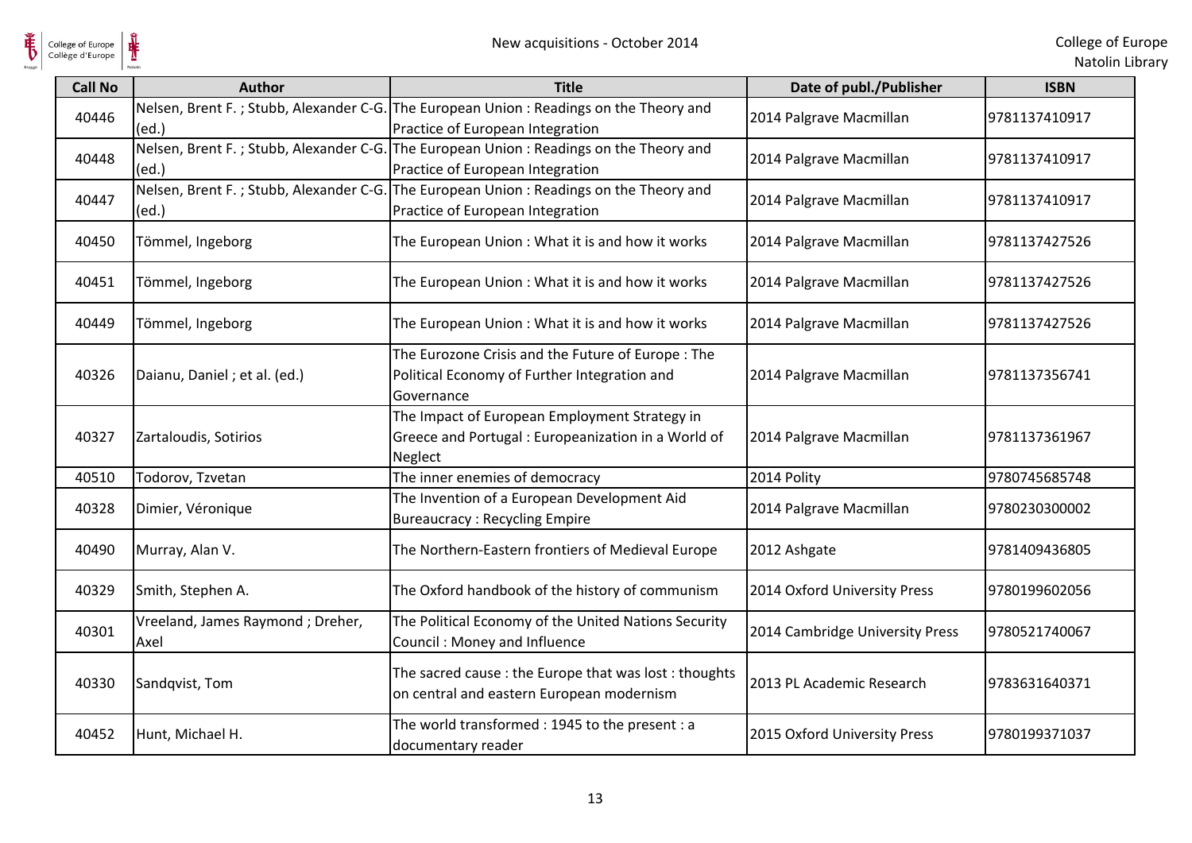| Call No | Author | Title | Date of publ./Publisher | ISBN |
| --- | --- | --- | --- | --- |
| 40446 | Nelsen, Brent F. ; Stubb, Alexander C-G. (ed.) | The European Union : Readings on the Theory and Practice of European Integration | 2014 Palgrave Macmillan | 9781137410917 |
| 40448 | Nelsen, Brent F. ; Stubb, Alexander C-G. (ed.) | The European Union : Readings on the Theory and Practice of European Integration | 2014 Palgrave Macmillan | 9781137410917 |
| 40447 | Nelsen, Brent F. ; Stubb, Alexander C-G. (ed.) | The European Union : Readings on the Theory and Practice of European Integration | 2014 Palgrave Macmillan | 9781137410917 |
| 40450 | Tömmel, Ingeborg | The European Union : What it is and how it works | 2014 Palgrave Macmillan | 9781137427526 |
| 40451 | Tömmel, Ingeborg | The European Union : What it is and how it works | 2014 Palgrave Macmillan | 9781137427526 |
| 40449 | Tömmel, Ingeborg | The European Union : What it is and how it works | 2014 Palgrave Macmillan | 9781137427526 |
| 40326 | Daianu, Daniel ; et al. (ed.) | The Eurozone Crisis and the Future of Europe : The Political Economy of Further Integration and Governance | 2014 Palgrave Macmillan | 9781137356741 |
| 40327 | Zartaloudis, Sotirios | The Impact of European Employment Strategy in Greece and Portugal : Europeanization in a World of Neglect | 2014 Palgrave Macmillan | 9781137361967 |
| 40510 | Todorov, Tzvetan | The inner enemies of democracy | 2014 Polity | 9780745685748 |
| 40328 | Dimier, Véronique | The Invention of a European Development Aid Bureaucracy : Recycling Empire | 2014 Palgrave Macmillan | 9780230300002 |
| 40490 | Murray, Alan V. | The Northern-Eastern frontiers of Medieval Europe | 2012 Ashgate | 9781409436805 |
| 40329 | Smith, Stephen A. | The Oxford handbook of the history of communism | 2014 Oxford University Press | 9780199602056 |
| 40301 | Vreeland, James Raymond ; Dreher, Axel | The Political Economy of the United Nations Security Council : Money and Influence | 2014 Cambridge University Press | 9780521740067 |
| 40330 | Sandqvist, Tom | The sacred cause : the Europe that was lost : thoughts on central and eastern European modernism | 2013 PL Academic Research | 9783631640371 |
| 40452 | Hunt, Michael H. | The world transformed : 1945 to the present : a documentary reader | 2015 Oxford University Press | 9780199371037 |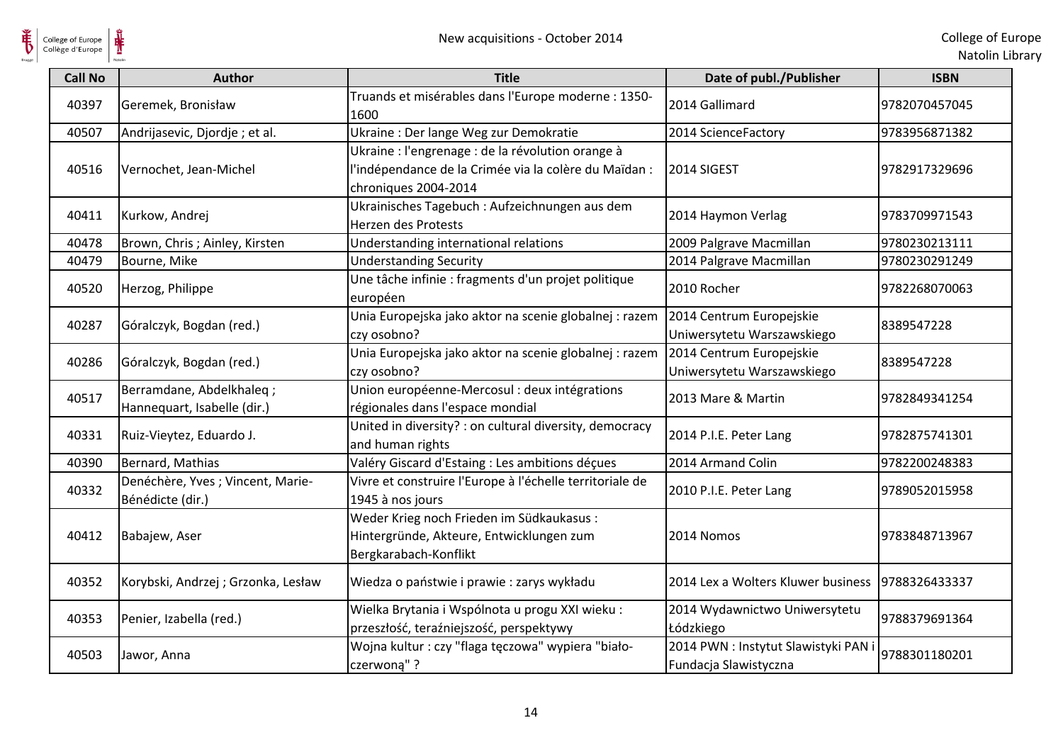| Call No | Author | Title | Date of publ./Publisher | ISBN |
|---|---|---|---|---|
| 40397 | Geremek, Bronisław | Truands et misérables dans l'Europe moderne : 1350-1600 | 2014 Gallimard | 9782070457045 |
| 40507 | Andrijasevic, Djordje ; et al. | Ukraine : Der lange Weg zur Demokratie | 2014 ScienceFactory | 9783956871382 |
| 40516 | Vernochet, Jean-Michel | Ukraine : l'engrenage : de la révolution orange à l'indépendance de la Crimée via la colère du Maïdan : chroniques 2004-2014 | 2014 SIGEST | 9782917329696 |
| 40411 | Kurkow, Andrej | Ukrainisches Tagebuch : Aufzeichnungen aus dem Herzen des Protests | 2014 Haymon Verlag | 9783709971543 |
| 40478 | Brown, Chris ; Ainley, Kirsten | Understanding international relations | 2009 Palgrave Macmillan | 9780230213111 |
| 40479 | Bourne, Mike | Understanding Security | 2014 Palgrave Macmillan | 9780230291249 |
| 40520 | Herzog, Philippe | Une tâche infinie : fragments d'un projet politique européen | 2010 Rocher | 9782268070063 |
| 40287 | Góralczyk, Bogdan (red.) | Unia Europejska jako aktor na scenie globalnej : razem czy osobno? | 2014 Centrum Europejskie Uniwersytetu Warszawskiego | 8389547228 |
| 40286 | Góralczyk, Bogdan (red.) | Unia Europejska jako aktor na scenie globalnej : razem czy osobno? | 2014 Centrum Europejskie Uniwersytetu Warszawskiego | 8389547228 |
| 40517 | Berramdane, Abdelkhaleq ; Hannequart, Isabelle (dir.) | Union européenne-Mercosul : deux intégrations régionales dans l'espace mondial | 2013 Mare & Martin | 9782849341254 |
| 40331 | Ruiz-Vieytez, Eduardo J. | United in diversity? : on cultural diversity, democracy and human rights | 2014 P.I.E. Peter Lang | 9782875741301 |
| 40390 | Bernard, Mathias | Valéry Giscard d'Estaing : Les ambitions déçues | 2014 Armand Colin | 9782200248383 |
| 40332 | Denéchère, Yves ; Vincent, Marie-Bénédicte (dir.) | Vivre et construire l'Europe à l'échelle territoriale de 1945 à nos jours | 2010 P.I.E. Peter Lang | 9789052015958 |
| 40412 | Babajew, Aser | Weder Krieg noch Frieden im Südkaukasus : Hintergründe, Akteure, Entwicklungen zum Bergkarabach-Konflikt | 2014 Nomos | 9783848713967 |
| 40352 | Korybski, Andrzej ; Grzonka, Lesław | Wiedza o państwie i prawie : zarys wykładu | 2014 Lex a Wolters Kluwer business | 9788326433337 |
| 40353 | Penier, Izabella (red.) | Wielka Brytania i Wspólnota u progu XXI wieku : przeszłość, teraźniejszość, perspektywy | 2014 Wydawnictwo Uniwersytetu Łódzkiego | 9788379691364 |
| 40503 | Jawor, Anna | Wojna kultur : czy "flaga tęczowa" wypiera "biało-czerwoną" ? | 2014 PWN : Instytut Slawistyki PAN i Fundacja Slawistyczna | 9788301180201 |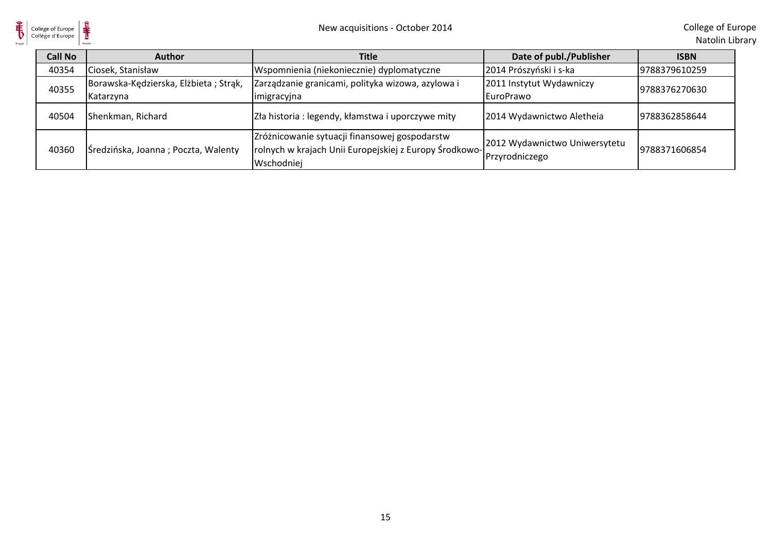| Call No | Author | Title | Date of publ./Publisher | ISBN |
|---|---|---|---|---|
| 40354 | Ciosek, Stanisław | Wspomnienia (niekoniecznie) dyplomatyczne | 2014 Prószyński i s-ka | 9788379610259 |
| 40355 | Borawska-Kędzierska, Elżbieta ; Strąk, Katarzyna | Zarządzanie granicami, polityka wizowa, azylowa i imigracyjna | 2011 Instytut Wydawniczy EuroPrawo | 9788376270630 |
| 40504 | Shenkman, Richard | Zła historia : legendy, kłamstwa i uporczywe mity | 2014 Wydawnictwo Aletheia | 9788362858644 |
| 40360 | Średzińska, Joanna ; Poczta, Walenty | Zróżnicowanie sytuacji finansowej gospodarstw rolnych w krajach Unii Europejskiej z Europy Środkowo-Wschodniej | 2012 Wydawnictwo Uniwersytetu Przyrodniczego | 9788371606854 |